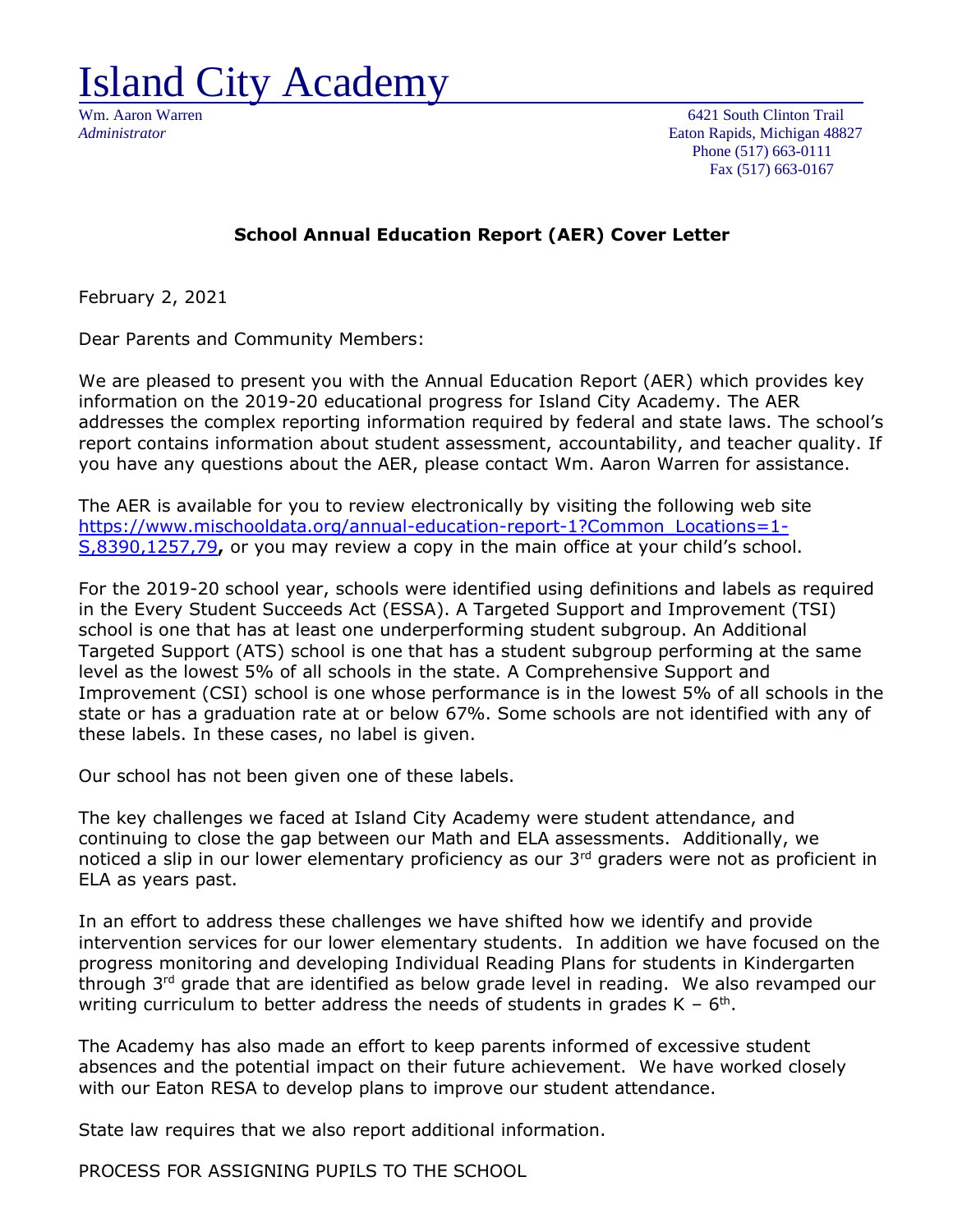# Island City Academy

Wm. Aaron Warren
*Administrator*

6421 South Clinton Trail
Eaton Rapids, Michigan 48827
Phone (517) 663-0111
Fax (517) 663-0167

**School Annual Education Report (AER) Cover Letter**

February 2, 2021

Dear Parents and Community Members:

We are pleased to present you with the Annual Education Report (AER) which provides key information on the 2019-20 educational progress for Island City Academy. The AER addresses the complex reporting information required by federal and state laws. The school's report contains information about student assessment, accountability, and teacher quality. If you have any questions about the AER, please contact Wm. Aaron Warren for assistance.

The AER is available for you to review electronically by visiting the following web site https://www.mischooldata.org/annual-education-report-1?Common_Locations=1-S,8390,1257,79**,** or you may review a copy in the main office at your child's school.

For the 2019-20 school year, schools were identified using definitions and labels as required in the Every Student Succeeds Act (ESSA). A Targeted Support and Improvement (TSI) school is one that has at least one underperforming student subgroup. An Additional Targeted Support (ATS) school is one that has a student subgroup performing at the same level as the lowest 5% of all schools in the state. A Comprehensive Support and Improvement (CSI) school is one whose performance is in the lowest 5% of all schools in the state or has a graduation rate at or below 67%. Some schools are not identified with any of these labels. In these cases, no label is given.

Our school has not been given one of these labels.

The key challenges we faced at Island City Academy were student attendance, and continuing to close the gap between our Math and ELA assessments. Additionally, we noticed a slip in our lower elementary proficiency as our 3rd graders were not as proficient in ELA as years past.

In an effort to address these challenges we have shifted how we identify and provide intervention services for our lower elementary students. In addition we have focused on the progress monitoring and developing Individual Reading Plans for students in Kindergarten through 3rd grade that are identified as below grade level in reading. We also revamped our writing curriculum to better address the needs of students in grades K – 6th.

The Academy has also made an effort to keep parents informed of excessive student absences and the potential impact on their future achievement. We have worked closely with our Eaton RESA to develop plans to improve our student attendance.

State law requires that we also report additional information.

PROCESS FOR ASSIGNING PUPILS TO THE SCHOOL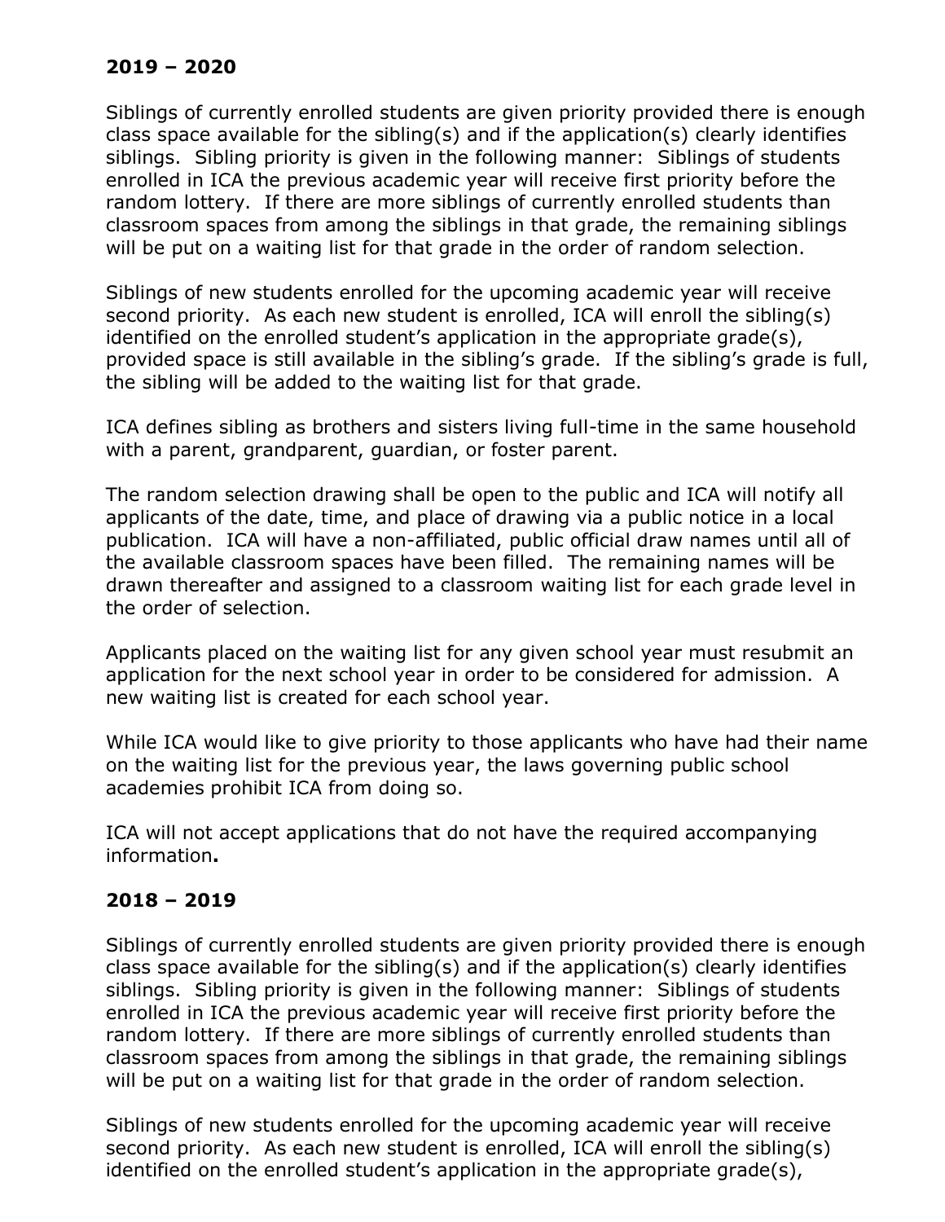## 2019 – 2020

Siblings of currently enrolled students are given priority provided there is enough class space available for the sibling(s) and if the application(s) clearly identifies siblings. Sibling priority is given in the following manner: Siblings of students enrolled in ICA the previous academic year will receive first priority before the random lottery. If there are more siblings of currently enrolled students than classroom spaces from among the siblings in that grade, the remaining siblings will be put on a waiting list for that grade in the order of random selection.

Siblings of new students enrolled for the upcoming academic year will receive second priority. As each new student is enrolled, ICA will enroll the sibling(s) identified on the enrolled student's application in the appropriate grade(s), provided space is still available in the sibling's grade. If the sibling's grade is full, the sibling will be added to the waiting list for that grade.

ICA defines sibling as brothers and sisters living full-time in the same household with a parent, grandparent, guardian, or foster parent.

The random selection drawing shall be open to the public and ICA will notify all applicants of the date, time, and place of drawing via a public notice in a local publication. ICA will have a non-affiliated, public official draw names until all of the available classroom spaces have been filled. The remaining names will be drawn thereafter and assigned to a classroom waiting list for each grade level in the order of selection.

Applicants placed on the waiting list for any given school year must resubmit an application for the next school year in order to be considered for admission. A new waiting list is created for each school year.

While ICA would like to give priority to those applicants who have had their name on the waiting list for the previous year, the laws governing public school academies prohibit ICA from doing so.

ICA will not accept applications that do not have the required accompanying information**.**

## 2018 – 2019

Siblings of currently enrolled students are given priority provided there is enough class space available for the sibling(s) and if the application(s) clearly identifies siblings. Sibling priority is given in the following manner: Siblings of students enrolled in ICA the previous academic year will receive first priority before the random lottery. If there are more siblings of currently enrolled students than classroom spaces from among the siblings in that grade, the remaining siblings will be put on a waiting list for that grade in the order of random selection.

Siblings of new students enrolled for the upcoming academic year will receive second priority. As each new student is enrolled, ICA will enroll the sibling(s) identified on the enrolled student's application in the appropriate grade(s),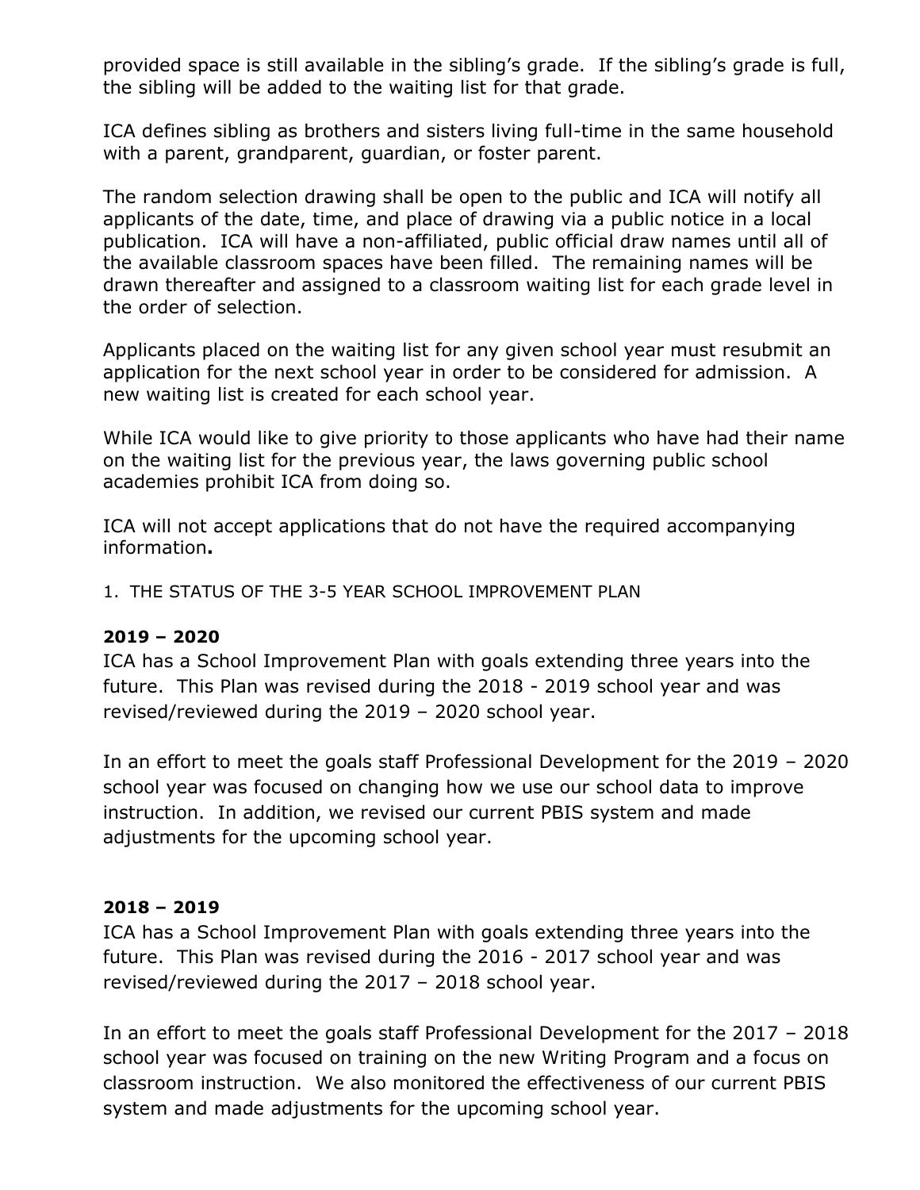provided space is still available in the sibling's grade. If the sibling's grade is full, the sibling will be added to the waiting list for that grade.

ICA defines sibling as brothers and sisters living full-time in the same household with a parent, grandparent, guardian, or foster parent.

The random selection drawing shall be open to the public and ICA will notify all applicants of the date, time, and place of drawing via a public notice in a local publication. ICA will have a non-affiliated, public official draw names until all of the available classroom spaces have been filled. The remaining names will be drawn thereafter and assigned to a classroom waiting list for each grade level in the order of selection.

Applicants placed on the waiting list for any given school year must resubmit an application for the next school year in order to be considered for admission. A new waiting list is created for each school year.

While ICA would like to give priority to those applicants who have had their name on the waiting list for the previous year, the laws governing public school academies prohibit ICA from doing so.

ICA will not accept applications that do not have the required accompanying information**.**

1. THE STATUS OF THE 3-5 YEAR SCHOOL IMPROVEMENT PLAN

**2019 – 2020**

ICA has a School Improvement Plan with goals extending three years into the future. This Plan was revised during the 2018 - 2019 school year and was revised/reviewed during the 2019 – 2020 school year.

In an effort to meet the goals staff Professional Development for the 2019 – 2020 school year was focused on changing how we use our school data to improve instruction. In addition, we revised our current PBIS system and made adjustments for the upcoming school year.

**2018 – 2019**

ICA has a School Improvement Plan with goals extending three years into the future. This Plan was revised during the 2016 - 2017 school year and was revised/reviewed during the 2017 – 2018 school year.

In an effort to meet the goals staff Professional Development for the 2017 – 2018 school year was focused on training on the new Writing Program and a focus on classroom instruction. We also monitored the effectiveness of our current PBIS system and made adjustments for the upcoming school year.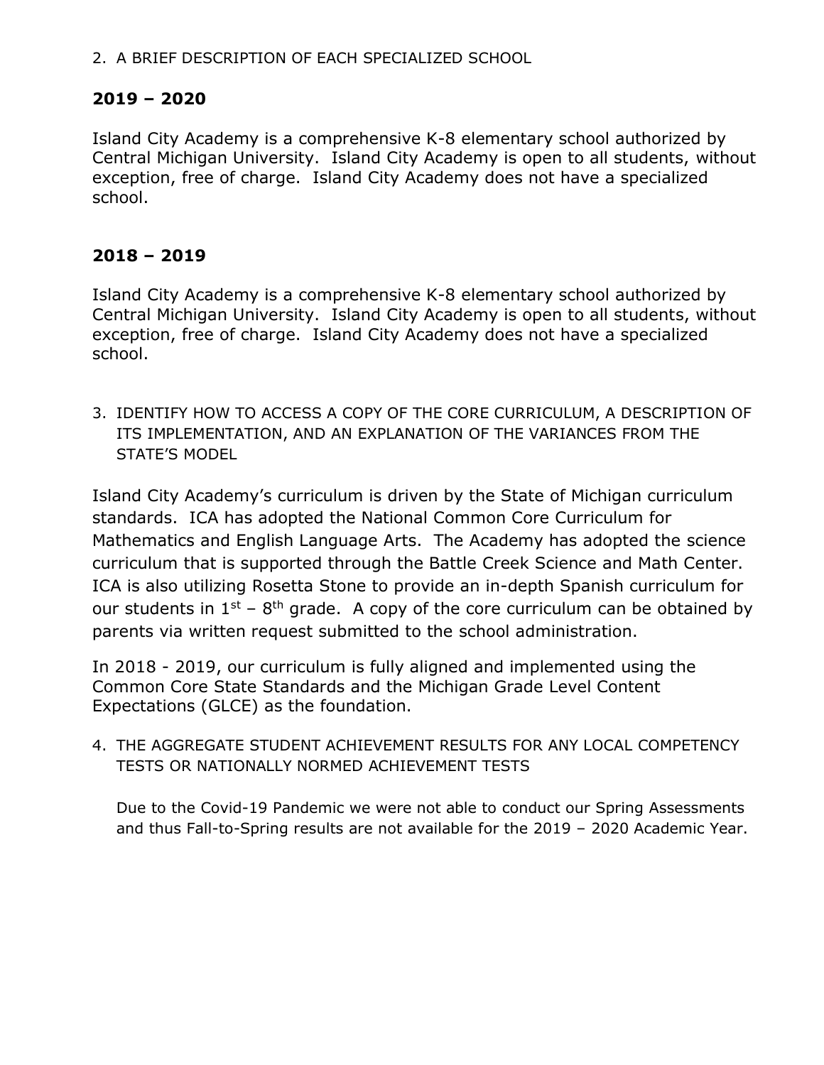2. A BRIEF DESCRIPTION OF EACH SPECIALIZED SCHOOL

## 2019 – 2020

Island City Academy is a comprehensive K-8 elementary school authorized by Central Michigan University. Island City Academy is open to all students, without exception, free of charge. Island City Academy does not have a specialized school.

## 2018 – 2019

Island City Academy is a comprehensive K-8 elementary school authorized by Central Michigan University. Island City Academy is open to all students, without exception, free of charge. Island City Academy does not have a specialized school.

3. IDENTIFY HOW TO ACCESS A COPY OF THE CORE CURRICULUM, A DESCRIPTION OF ITS IMPLEMENTATION, AND AN EXPLANATION OF THE VARIANCES FROM THE STATE'S MODEL

Island City Academy's curriculum is driven by the State of Michigan curriculum standards. ICA has adopted the National Common Core Curriculum for Mathematics and English Language Arts. The Academy has adopted the science curriculum that is supported through the Battle Creek Science and Math Center. ICA is also utilizing Rosetta Stone to provide an in-depth Spanish curriculum for our students in 1st – 8th grade. A copy of the core curriculum can be obtained by parents via written request submitted to the school administration.

In 2018 - 2019, our curriculum is fully aligned and implemented using the Common Core State Standards and the Michigan Grade Level Content Expectations (GLCE) as the foundation.

4. THE AGGREGATE STUDENT ACHIEVEMENT RESULTS FOR ANY LOCAL COMPETENCY TESTS OR NATIONALLY NORMED ACHIEVEMENT TESTS

Due to the Covid-19 Pandemic we were not able to conduct our Spring Assessments and thus Fall-to-Spring results are not available for the 2019 – 2020 Academic Year.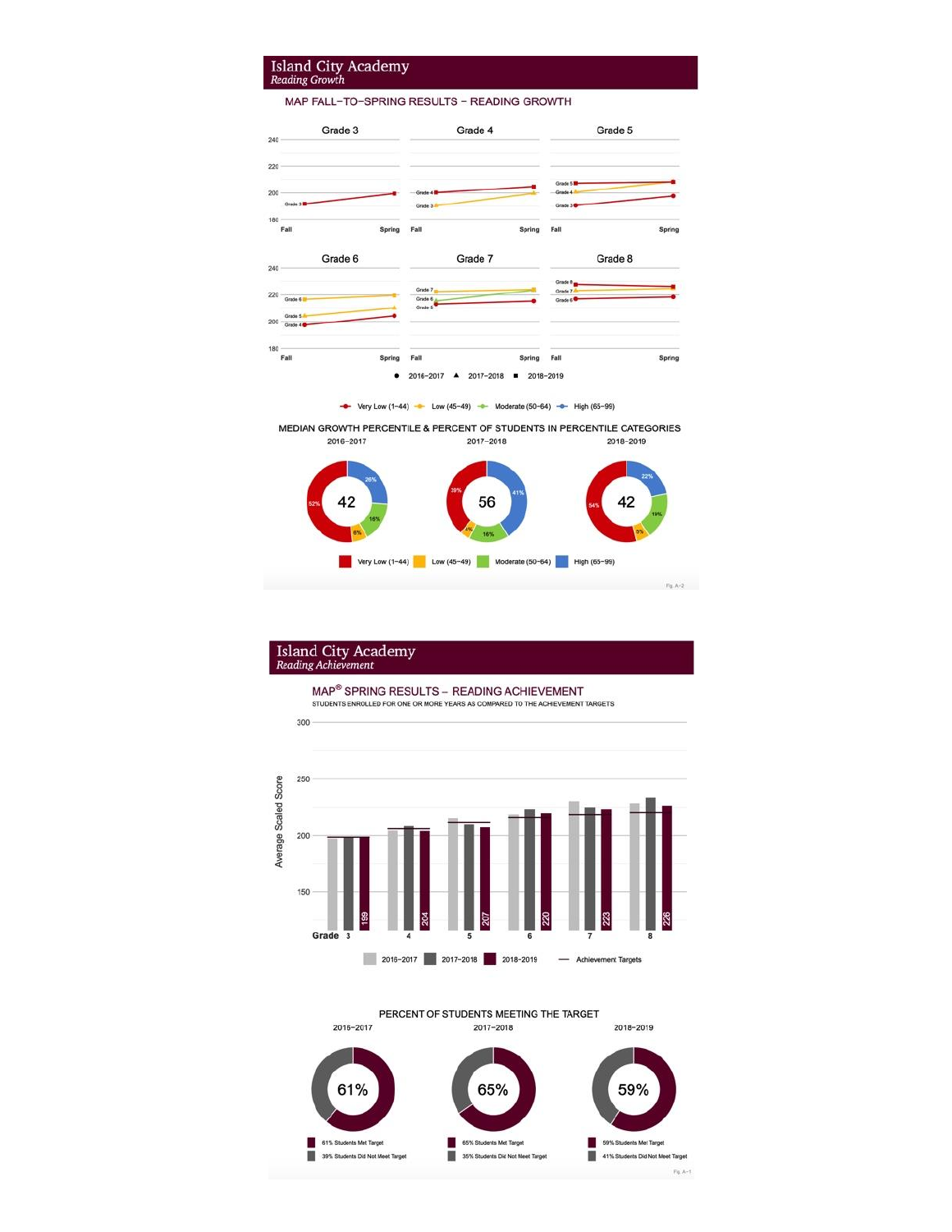# Island City Academy

*Reading Growth*

## MAP FALL-TO-SPRING RESULTS – READING GROWTH

Grade 3 | Grade 4 | Grade 5

Grade 6 | Grade 7 | Grade 8

Fall — Spring

● 2016–2017 ▲ 2017–2018 ■ 2018–2019

Very Low (1–44) | Low (45–49) | Moderate (50–64) | High (65–99)

## MEDIAN GROWTH PERCENTILE & PERCENT OF STUDENTS IN PERCENTILE CATEGORIES

| | 2016–2017 | 2017–2018 | 2018–2019 |
|---|---|---|---|
| Median Growth Percentile | 42 | 56 | 42 |
| Very Low (1–44) | 52% | 39% | 54% |
| Low (45–49) | 6% | 4% | 5% |
| Moderate (50–64) | 16% | 16% | 19% |
| High (65–99) | 26% | 41% | 22% |

Fig. A-2

# Island City Academy

*Reading Achievement*

## MAP® SPRING RESULTS – READING ACHIEVEMENT

STUDENTS ENROLLED FOR ONE OR MORE YEARS AS COMPARED TO THE ACHIEVEMENT TARGETS

| Grade | 2018–2019 Average Scaled Score |
|---|---|
| 3 | 199 |
| 4 | 204 |
| 5 | 207 |
| 6 | 220 |
| 7 | 223 |
| 8 | 226 |

2016–2017 | 2017–2018 | 2018–2019 | — Achievement Targets

## PERCENT OF STUDENTS MEETING THE TARGET

| | 2016–2017 | 2017–2018 | 2018–2019 |
|---|---|---|---|
| Students Met Target | 61% | 65% | 59% |
| Students Did Not Meet Target | 39% | 35% | 41% |

Fig. A-1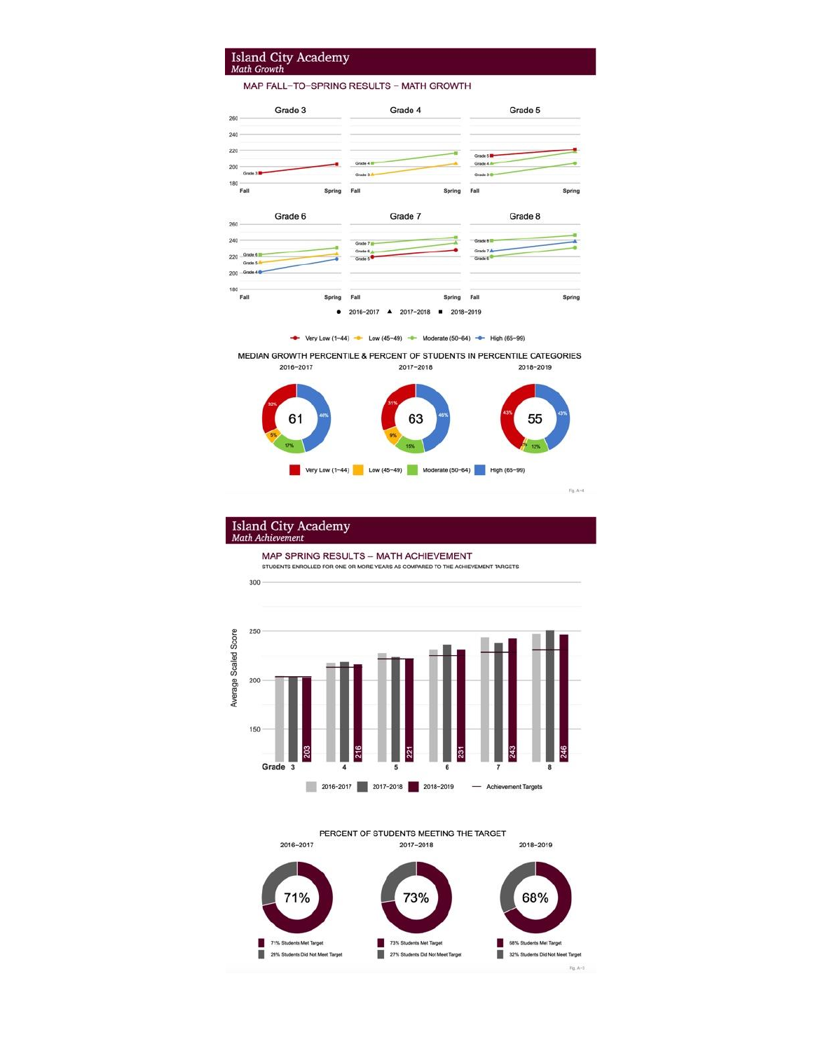# Island City Academy
*Math Growth*

## MAP FALL-TO-SPRING RESULTS – MATH GROWTH

Grade 3 | Grade 4 | Grade 5

Grade 6 | Grade 7 | Grade 8

● 2016–2017 ▲ 2017–2018 ■ 2018–2019

Very Low (1–44) Low (45–49) Moderate (50–64) High (65–99)

## MEDIAN GROWTH PERCENTILE & PERCENT OF STUDENTS IN PERCENTILE CATEGORIES

| | 2016–2017 | 2017–2018 | 2018–2019 |
|---|---|---|---|
| Median Growth Percentile | 61 | 63 | 55 |
| Very Low (1–44) | 32% | 31% | 43% |
| Low (45–49) | 5% | 9% | 2% |
| Moderate (50–64) | 17% | 15% | 12% |
| High (65–99) | 46% | 46% | 43% |

Fig. A-4

# Island City Academy
*Math Achievement*

## MAP SPRING RESULTS – MATH ACHIEVEMENT

STUDENTS ENROLLED FOR ONE OR MORE YEARS AS COMPARED TO THE ACHIEVEMENT TARGETS

| Grade | 3 | 4 | 5 | 6 | 7 | 8 |
|---|---|---|---|---|---|---|
| 2018–2019 Average Scaled Score | 203 | 216 | 221 | 231 | 243 | 246 |

2016–2017 2017–2018 2018–2019 — Achievement Targets

## PERCENT OF STUDENTS MEETING THE TARGET

| | 2016–2017 | 2017–2018 | 2018–2019 |
|---|---|---|---|
| Students Met Target | 71% | 73% | 68% |
| Students Did Not Meet Target | 29% | 27% | 32% |

Fig. A-5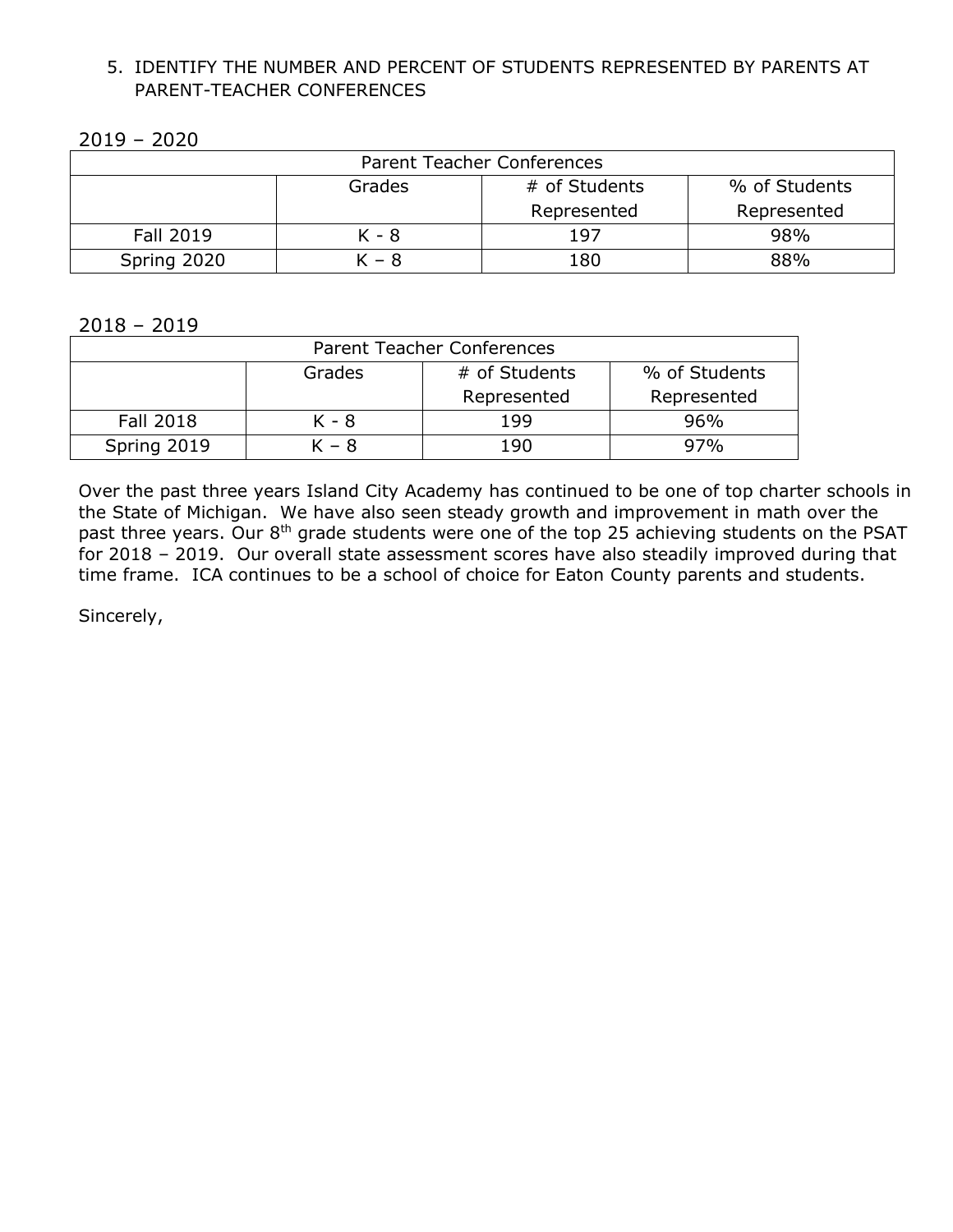5. IDENTIFY THE NUMBER AND PERCENT OF STUDENTS REPRESENTED BY PARENTS AT PARENT-TEACHER CONFERENCES

2019 – 2020

| Parent Teacher Conferences | | | |
|---|---|---|---|
| | Grades | # of Students Represented | % of Students Represented |
| Fall 2019 | K - 8 | 197 | 98% |
| Spring 2020 | K – 8 | 180 | 88% |

2018 – 2019

| Parent Teacher Conferences | | | |
|---|---|---|---|
| | Grades | # of Students Represented | % of Students Represented |
| Fall 2018 | K - 8 | 199 | 96% |
| Spring 2019 | K – 8 | 190 | 97% |

Over the past three years Island City Academy has continued to be one of top charter schools in the State of Michigan. We have also seen steady growth and improvement in math over the past three years. Our 8th grade students were one of the top 25 achieving students on the PSAT for 2018 – 2019. Our overall state assessment scores have also steadily improved during that time frame. ICA continues to be a school of choice for Eaton County parents and students.

Sincerely,